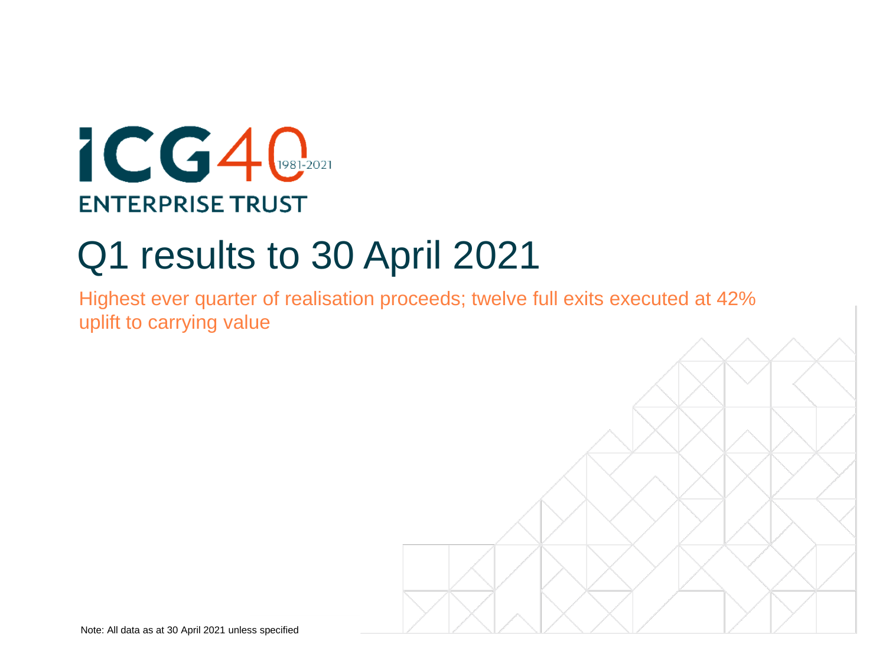ICG40 1981-2021

ENTERPRISE TRUST

# Q1 results to 30 April 2021

Highest ever quarter of realisation proceeds; twelve full exits executed at 42% uplift to carrying value

Note: All data as at 30 April 2021 unless specified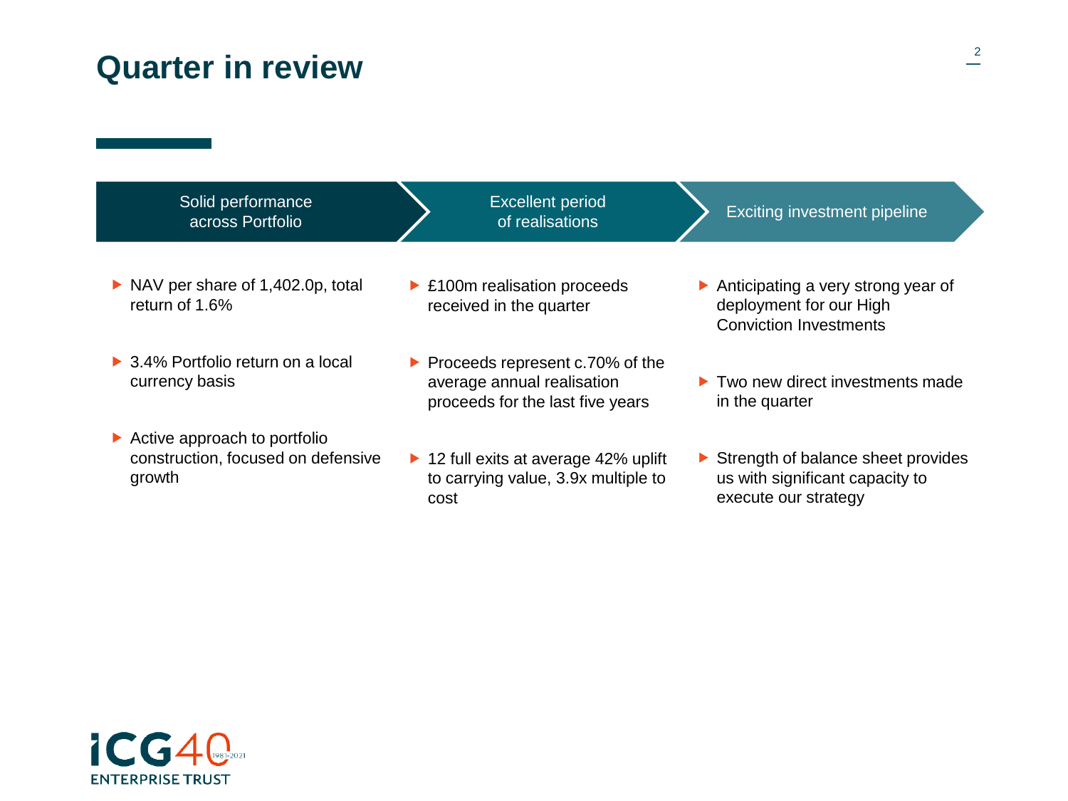# Quarter in review

## Solid performance across Portfolio

- NAV per share of 1,402.0p, total return of 1.6%
- 3.4% Portfolio return on a local currency basis
- Active approach to portfolio construction, focused on defensive growth

## Excellent period of realisations

- £100m realisation proceeds received in the quarter
- Proceeds represent c.70% of the average annual realisation proceeds for the last five years
- 12 full exits at average 42% uplift to carrying value, 3.9x multiple to cost

## Exciting investment pipeline

- Anticipating a very strong year of deployment for our High Conviction Investments
- Two new direct investments made in the quarter
- Strength of balance sheet provides us with significant capacity to execute our strategy

ICG40 1981-2021 ENTERPRISE TRUST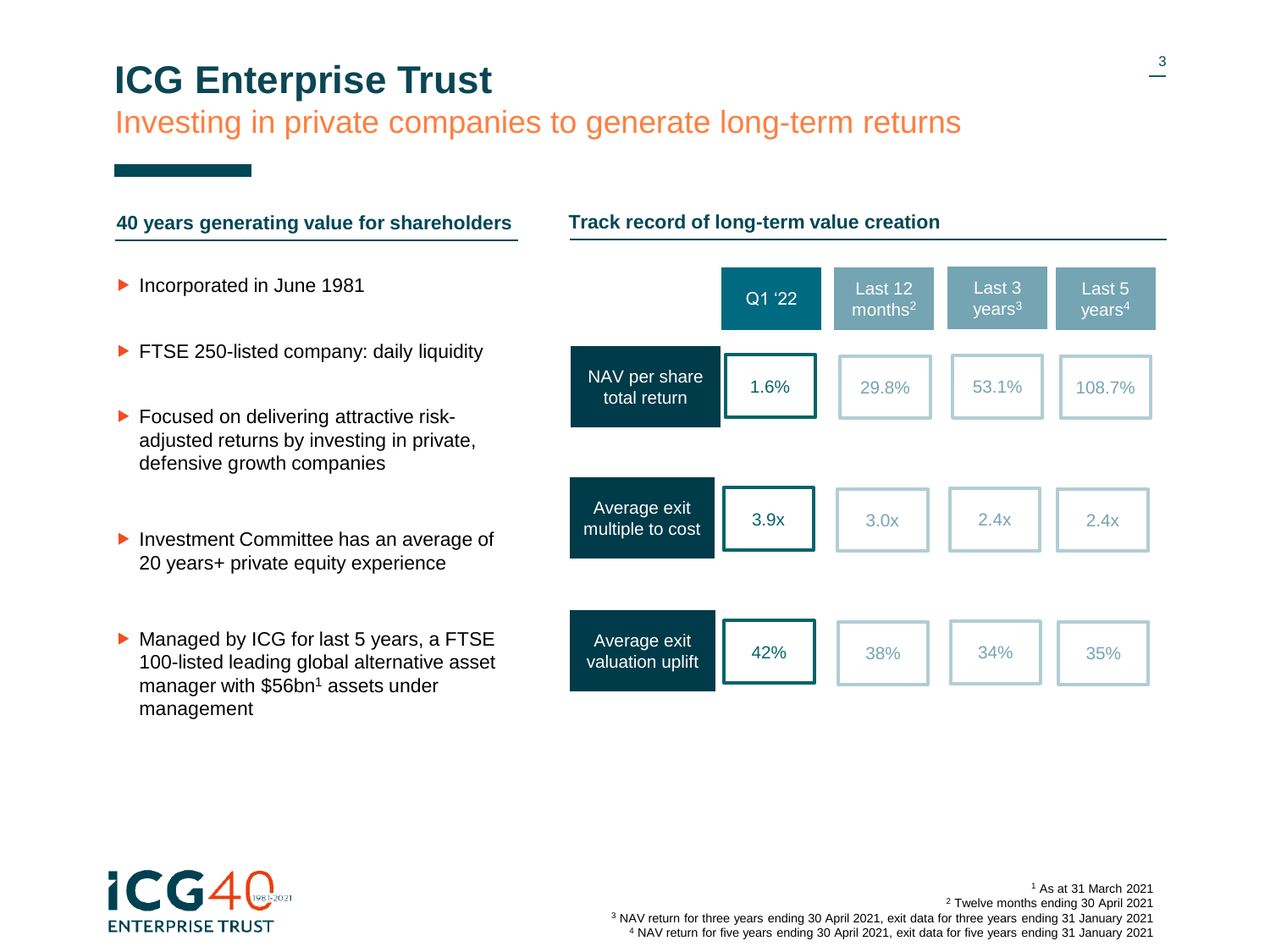# ICG Enterprise Trust

## Investing in private companies to generate long-term returns

### 40 years generating value for shareholders

- Incorporated in June 1981
- FTSE 250-listed company: daily liquidity
- Focused on delivering attractive risk-adjusted returns by investing in private, defensive growth companies
- Investment Committee has an average of 20 years+ private equity experience
- Managed by ICG for last 5 years, a FTSE 100-listed leading global alternative asset manager with $56bn[1] assets under management

### Track record of long-term value creation

| | Q1 '22 | Last 12 months[2] | Last 3 years[3] | Last 5 years[4] |
|---|---|---|---|---|
| NAV per share total return | 1.6% | 29.8% | 53.1% | 108.7% |
| Average exit multiple to cost | 3.9x | 3.0x | 2.4x | 2.4x |
| Average exit valuation uplift | 42% | 38% | 34% | 35% |

ICG40 1981-2021 ENTERPRISE TRUST

[1] As at 31 March 2021
[2] Twelve months ending 30 April 2021
[3] NAV return for three years ending 30 April 2021, exit data for three years ending 31 January 2021
[4] NAV return for five years ending 30 April 2021, exit data for five years ending 31 January 2021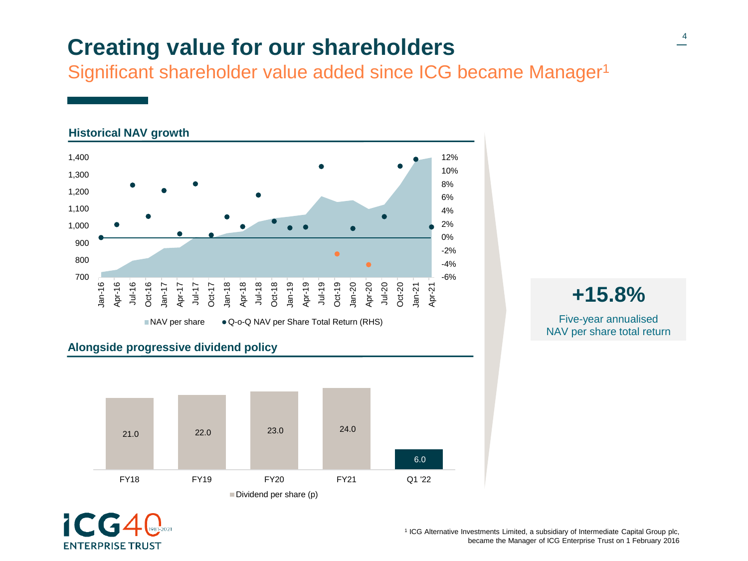# Creating value for our shareholders

## Significant shareholder value added since ICG became Manager[1]

### Historical NAV growth

NAV per share | Q-o-Q NAV per Share Total Return (RHS)

### Alongside progressive dividend policy

| | FY18 | FY19 | FY20 | FY21 | Q1 '22 |
|---|---|---|---|---|---|
| Dividend per share (p) | 21.0 | 22.0 | 23.0 | 24.0 | 6.0 |

**+15.8%**

Five-year annualised NAV per share total return

[1] ICG Alternative Investments Limited, a subsidiary of Intermediate Capital Group plc, became the Manager of ICG Enterprise Trust on 1 February 2016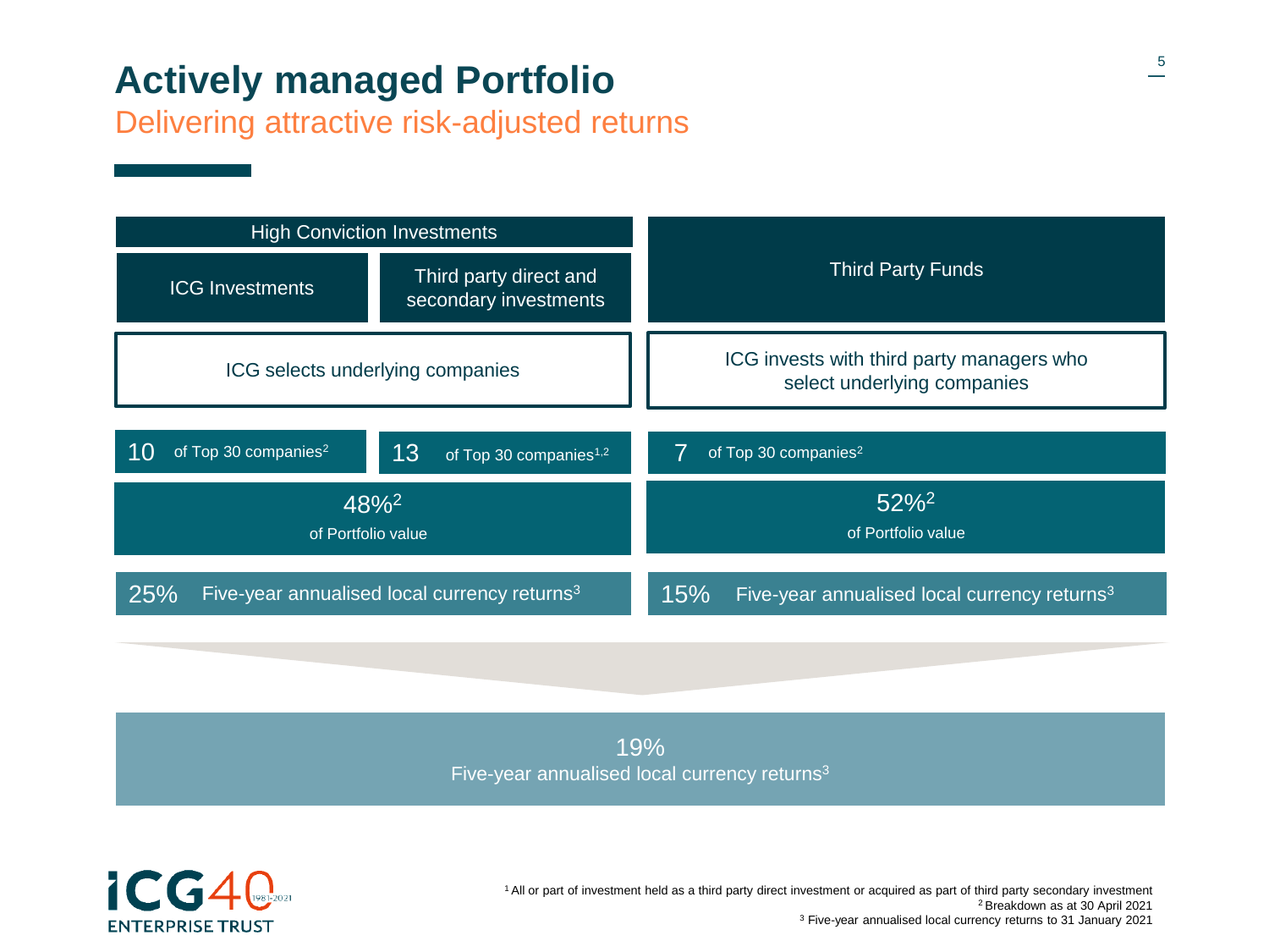# Actively managed Portfolio

## Delivering attractive risk-adjusted returns

| High Conviction Investments | | Third Party Funds |
|---|---|---|
| ICG Investments | Third party direct and secondary investments | |
| ICG selects underlying companies | | ICG invests with third party managers who select underlying companies |
| 10 of Top 30 companies[2] | 13 of Top 30 companies[1,2] | 7 of Top 30 companies[2] |
| 48%[2] of Portfolio value | | 52%[2] of Portfolio value |
| 25% Five-year annualised local currency returns[3] | | 15% Five-year annualised local currency returns[3] |

**19%**
Five-year annualised local currency returns[3]

ICG40 1981-2021 ENTERPRISE TRUST

[1] All or part of investment held as a third party direct investment or acquired as part of third party secondary investment
[2] Breakdown as at 30 April 2021
[3] Five-year annualised local currency returns to 31 January 2021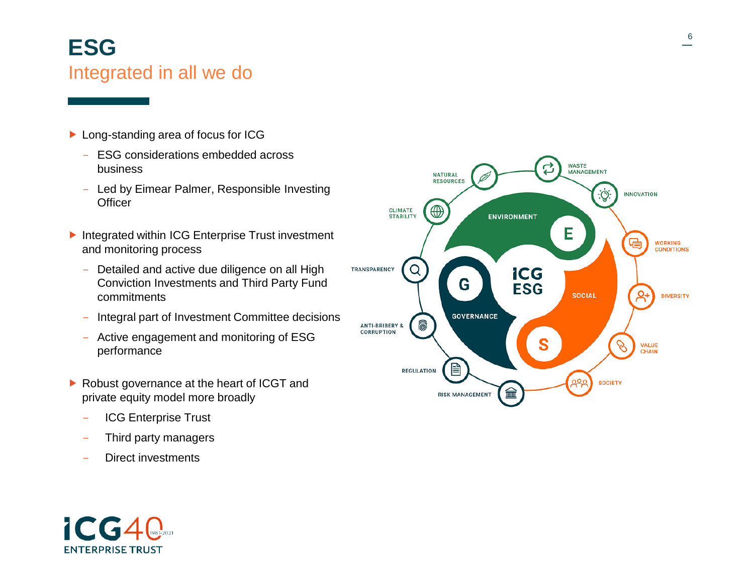# ESG

## Integrated in all we do

- Long-standing area of focus for ICG
  - ESG considerations embedded across business
  - Led by Eimear Palmer, Responsible Investing Officer
- Integrated within ICG Enterprise Trust investment and monitoring process
  - Detailed and active due diligence on all High Conviction Investments and Third Party Fund commitments
  - Integral part of Investment Committee decisions
  - Active engagement and monitoring of ESG performance
- Robust governance at the heart of ICGT and private equity model more broadly
  - ICG Enterprise Trust
  - Third party managers
  - Direct investments

ICG ESG

ENVIRONMENT (E): Natural Resources, Waste Management, Innovation, Climate Stability

SOCIAL (S): Working Conditions, Diversity, Value Chain, Society

GOVERNANCE (G): Transparency, Anti-Bribery & Corruption, Regulation, Risk Management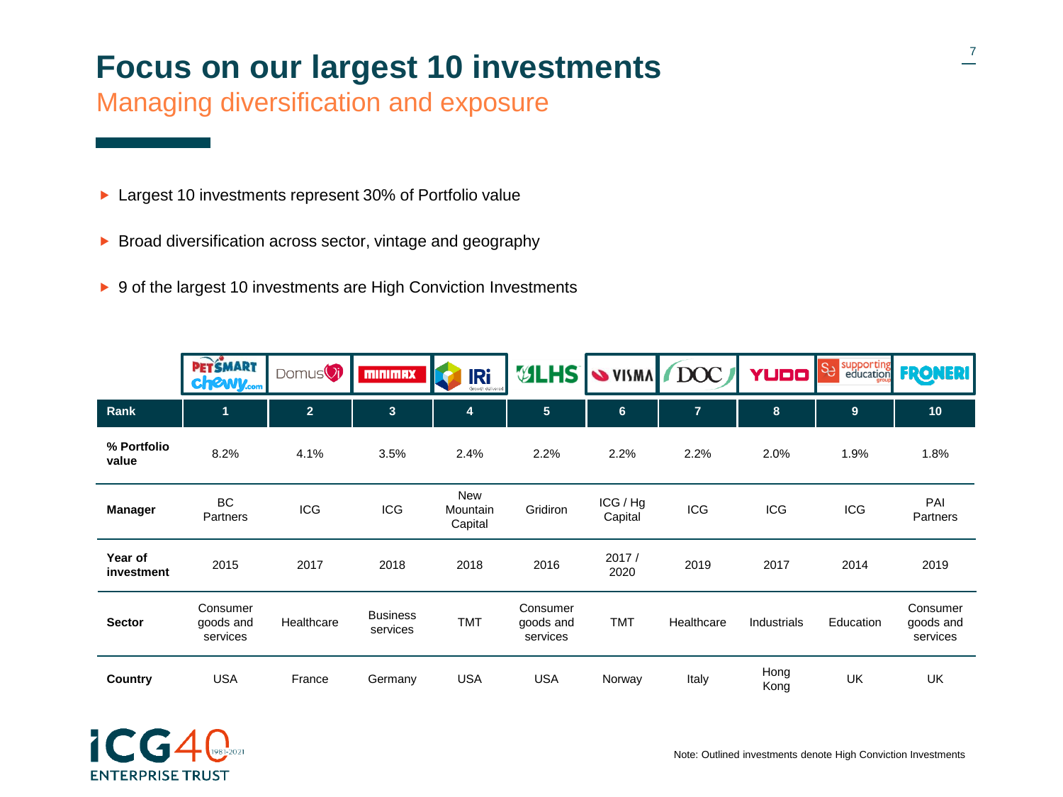# Focus on our largest 10 investments

## Managing diversification and exposure

- Largest 10 investments represent 30% of Portfolio value
- Broad diversification across sector, vintage and geography
- 9 of the largest 10 investments are High Conviction Investments

| | PetSmart / Chewy | Domus Vi | Minimax | IRi | LHS | Visma | DOC | Yudo | Supporting Education | Froneri |
|---|---|---|---|---|---|---|---|---|---|---|
| **Rank** | 1 | 2 | 3 | 4 | 5 | 6 | 7 | 8 | 9 | 10 |
| **% Portfolio value** | 8.2% | 4.1% | 3.5% | 2.4% | 2.2% | 2.2% | 2.2% | 2.0% | 1.9% | 1.8% |
| **Manager** | BC Partners | ICG | ICG | New Mountain Capital | Gridiron | ICG / Hg Capital | ICG | ICG | ICG | PAI Partners |
| **Year of investment** | 2015 | 2017 | 2018 | 2018 | 2016 | 2017 / 2020 | 2019 | 2017 | 2014 | 2019 |
| **Sector** | Consumer goods and services | Healthcare | Business services | TMT | Consumer goods and services | TMT | Healthcare | Industrials | Education | Consumer goods and services |
| **Country** | USA | France | Germany | USA | USA | Norway | Italy | Hong Kong | UK | UK |

Note: Outlined investments denote High Conviction Investments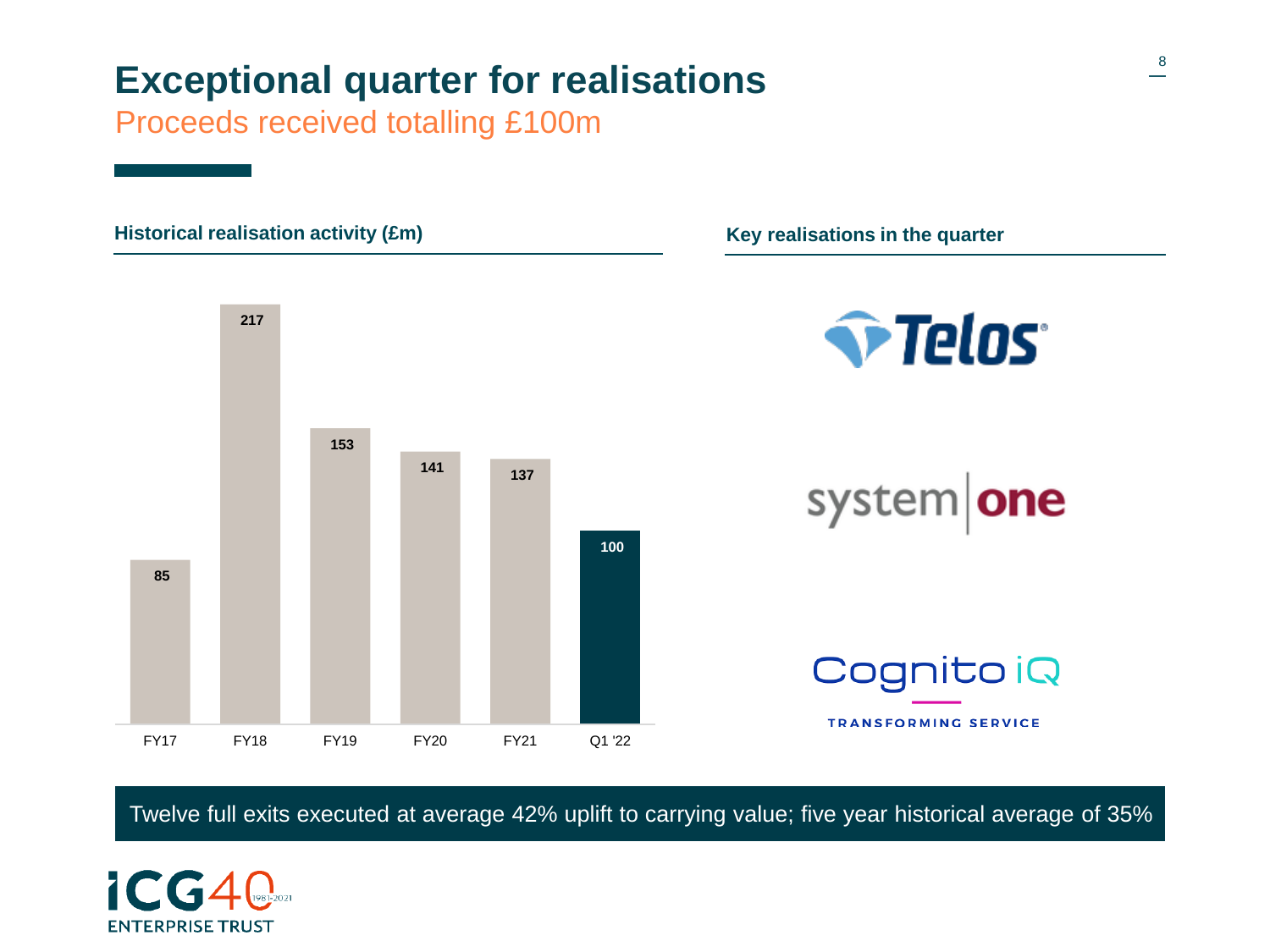# Exceptional quarter for realisations

## Proceeds received totalling £100m

### Historical realisation activity (£m)

| Period | £m |
|---|---|
| FY17 | 85 |
| FY18 | 217 |
| FY19 | 153 |
| FY20 | 141 |
| FY21 | 137 |
| Q1 '22 | 100 |

### Key realisations in the quarter

- Telos
- system one
- Cognito iQ – TRANSFORMING SERVICE

Twelve full exits executed at average 42% uplift to carrying value; five year historical average of 35%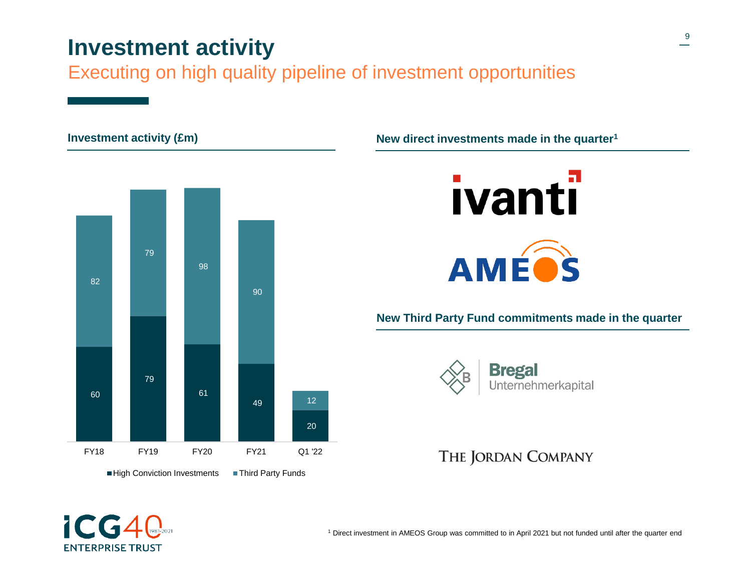# Investment activity

## Executing on high quality pipeline of investment opportunities

### Investment activity (£m)

| | FY18 | FY19 | FY20 | FY21 | Q1 '22 |
|---|---|---|---|---|---|
| High Conviction Investments | 60 | 79 | 61 | 49 | 20 |
| Third Party Funds | 82 | 79 | 98 | 90 | 12 |

### New direct investments made in the quarter[1]

ivanti

AMEOS

### New Third Party Fund commitments made in the quarter

Bregal Unternehmerkapital

The Jordan Company

[1] Direct investment in AMEOS Group was committed to in April 2021 but not funded until after the quarter end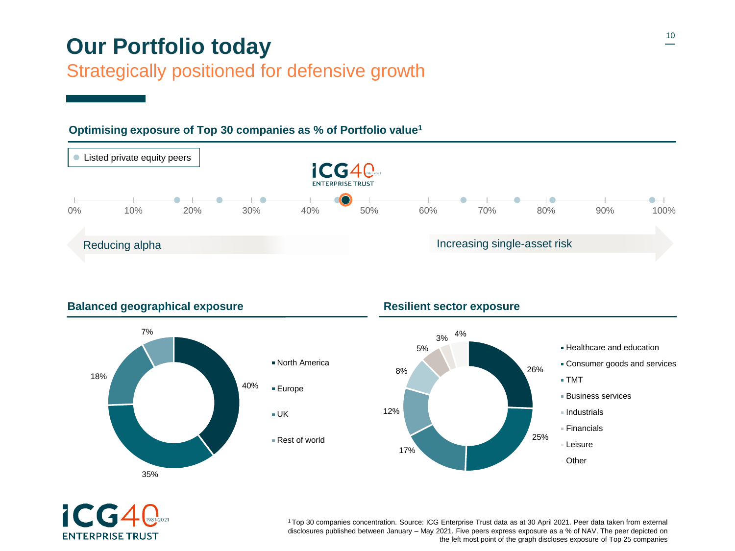# Our Portfolio today

## Strategically positioned for defensive growth

### Optimising exposure of Top 30 companies as % of Portfolio value[1]

- Listed private equity peers

ICG40 ENTERPRISE TRUST

0% 10% 20% 30% 40% 50% 60% 70% 80% 90% 100%

Reducing alpha — Increasing single-asset risk

### Balanced geographical exposure

| Region | % |
| --- | --- |
| North America | 40% |
| Europe | 35% |
| UK | 18% |
| Rest of world | 7% |

### Resilient sector exposure

| Sector | % |
| --- | --- |
| Healthcare and education | 26% |
| Consumer goods and services | 25% |
| TMT | 17% |
| Business services | 12% |
| Industrials | 8% |
| Financials | 5% |
| Leisure | 3% |
| Other | 4% |

[1] Top 30 companies concentration. Source: ICG Enterprise Trust data as at 30 April 2021. Peer data taken from external disclosures published between January – May 2021. Five peers express exposure as a % of NAV. The peer depicted on the left most point of the graph discloses exposure of Top 25 companies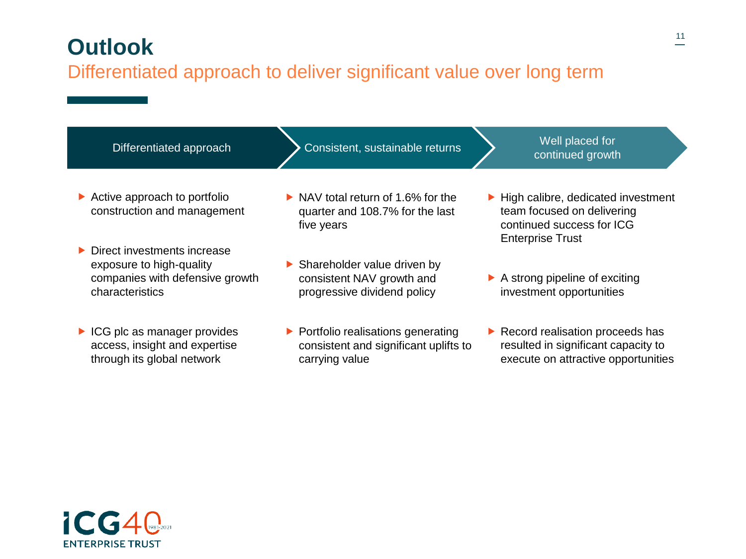# Outlook

## Differentiated approach to deliver significant value over long term

### Differentiated approach

- Active approach to portfolio construction and management
- Direct investments increase exposure to high-quality companies with defensive growth characteristics
- ICG plc as manager provides access, insight and expertise through its global network

### Consistent, sustainable returns

- NAV total return of 1.6% for the quarter and 108.7% for the last five years
- Shareholder value driven by consistent NAV growth and progressive dividend policy
- Portfolio realisations generating consistent and significant uplifts to carrying value

### Well placed for continued growth

- High calibre, dedicated investment team focused on delivering continued success for ICG Enterprise Trust
- A strong pipeline of exciting investment opportunities
- Record realisation proceeds has resulted in significant capacity to execute on attractive opportunities

ICG 40 1981-2021 ENTERPRISE TRUST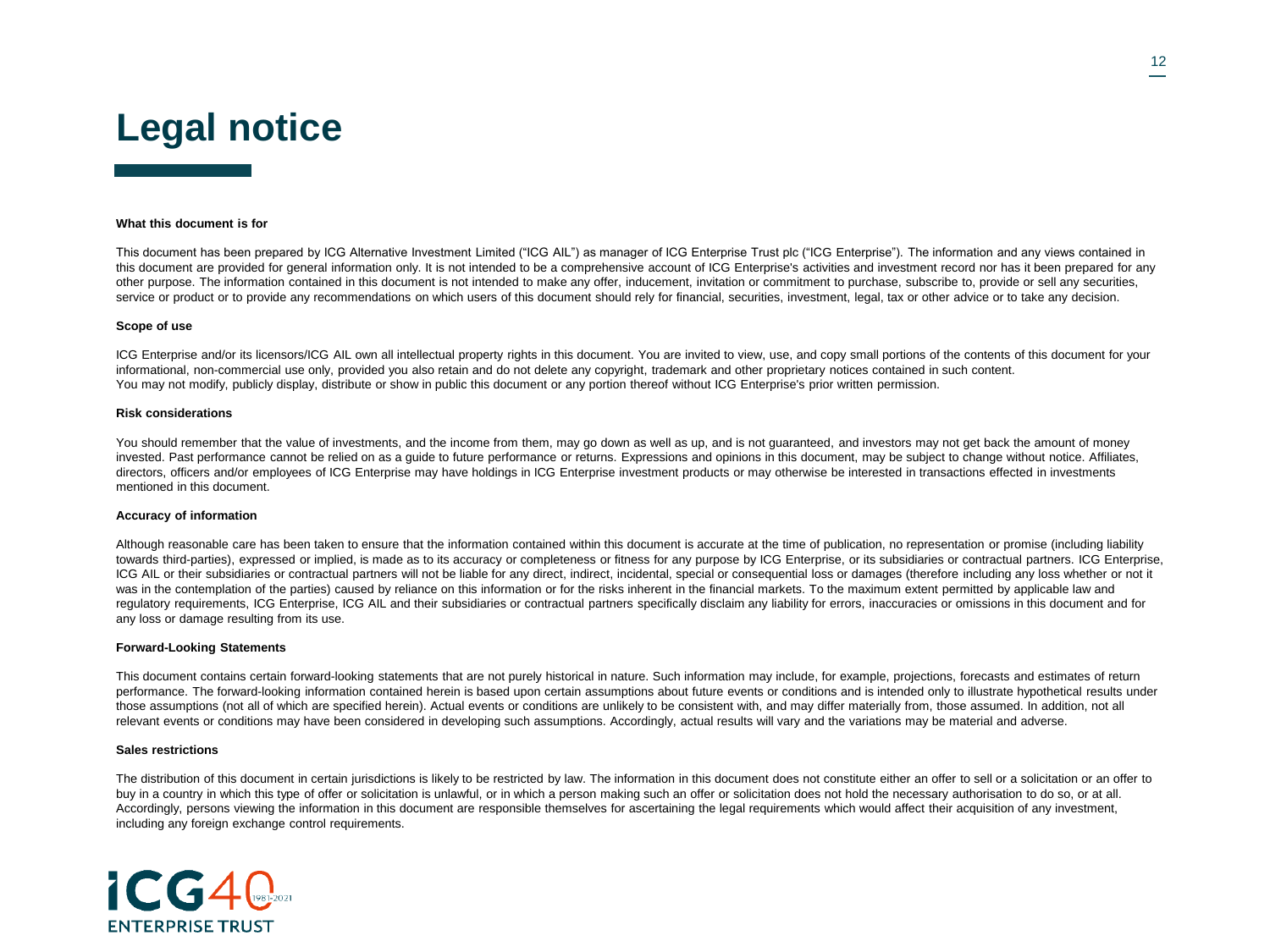# Legal notice

**What this document is for**

This document has been prepared by ICG Alternative Investment Limited ("ICG AIL") as manager of ICG Enterprise Trust plc ("ICG Enterprise"). The information and any views contained in this document are provided for general information only. It is not intended to be a comprehensive account of ICG Enterprise's activities and investment record nor has it been prepared for any other purpose. The information contained in this document is not intended to make any offer, inducement, invitation or commitment to purchase, subscribe to, provide or sell any securities, service or product or to provide any recommendations on which users of this document should rely for financial, securities, investment, legal, tax or other advice or to take any decision.

**Scope of use**

ICG Enterprise and/or its licensors/ICG AIL own all intellectual property rights in this document. You are invited to view, use, and copy small portions of the contents of this document for your informational, non-commercial use only, provided you also retain and do not delete any copyright, trademark and other proprietary notices contained in such content.
You may not modify, publicly display, distribute or show in public this document or any portion thereof without ICG Enterprise's prior written permission.

**Risk considerations**

You should remember that the value of investments, and the income from them, may go down as well as up, and is not guaranteed, and investors may not get back the amount of money invested. Past performance cannot be relied on as a guide to future performance or returns. Expressions and opinions in this document, may be subject to change without notice. Affiliates, directors, officers and/or employees of ICG Enterprise may have holdings in ICG Enterprise investment products or may otherwise be interested in transactions effected in investments mentioned in this document.

**Accuracy of information**

Although reasonable care has been taken to ensure that the information contained within this document is accurate at the time of publication, no representation or promise (including liability towards third-parties), expressed or implied, is made as to its accuracy or completeness or fitness for any purpose by ICG Enterprise, or its subsidiaries or contractual partners. ICG Enterprise, ICG AIL or their subsidiaries or contractual partners will not be liable for any direct, indirect, incidental, special or consequential loss or damages (therefore including any loss whether or not it was in the contemplation of the parties) caused by reliance on this information or for the risks inherent in the financial markets. To the maximum extent permitted by applicable law and regulatory requirements, ICG Enterprise, ICG AIL and their subsidiaries or contractual partners specifically disclaim any liability for errors, inaccuracies or omissions in this document and for any loss or damage resulting from its use.

**Forward-Looking Statements**

This document contains certain forward-looking statements that are not purely historical in nature. Such information may include, for example, projections, forecasts and estimates of return performance. The forward-looking information contained herein is based upon certain assumptions about future events or conditions and is intended only to illustrate hypothetical results under those assumptions (not all of which are specified herein). Actual events or conditions are unlikely to be consistent with, and may differ materially from, those assumed. In addition, not all relevant events or conditions may have been considered in developing such assumptions. Accordingly, actual results will vary and the variations may be material and adverse.

**Sales restrictions**

The distribution of this document in certain jurisdictions is likely to be restricted by law. The information in this document does not constitute either an offer to sell or a solicitation or an offer to buy in a country in which this type of offer or solicitation is unlawful, or in which a person making such an offer or solicitation does not hold the necessary authorisation to do so, or at all. Accordingly, persons viewing the information in this document are responsible themselves for ascertaining the legal requirements which would affect their acquisition of any investment, including any foreign exchange control requirements.

ICG 40 1981-2021
ENTERPRISE TRUST